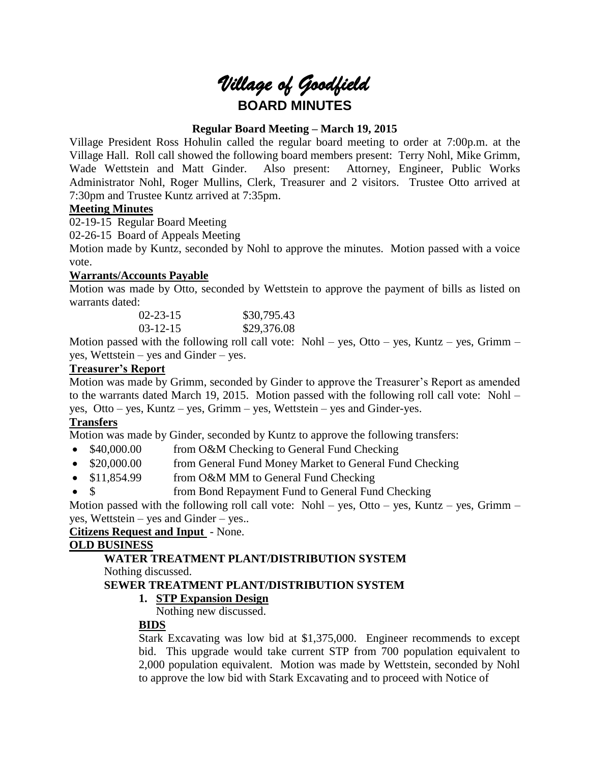# *Village of Goodfield*

## BOARD MINUTES

### Regular Board Meeting – March 19, 2015

Village President Ross Hohulin called the regular board meeting to order at 7:00p.m. at the Village Hall. Roll call showed the following board members present: Terry Nohl, Mike Grimm, Wade Wettstein and Matt Ginder. Also present: Attorney, Engineer, Public Works Administrator Nohl, Roger Mullins, Clerk, Treasurer and 2 visitors. Trustee Otto arrived at 7:30pm and Trustee Kuntz arrived at 7:35pm.

**Meeting Minutes**

02-19-15 Regular Board Meeting

02-26-15 Board of Appeals Meeting

Motion made by Kuntz, seconded by Nohl to approve the minutes. Motion passed with a voice vote.

**Warrants/Accounts Payable**

Motion was made by Otto, seconded by Wettstein to approve the payment of bills as listed on warrants dated:

| | |
|---|---|
| 02-23-15 | \$30,795.43 |
| 03-12-15 | \$29,376.08 |

Motion passed with the following roll call vote: Nohl – yes, Otto – yes, Kuntz – yes, Grimm – yes, Wettstein – yes and Ginder – yes.

**Treasurer's Report**

Motion was made by Grimm, seconded by Ginder to approve the Treasurer's Report as amended to the warrants dated March 19, 2015. Motion passed with the following roll call vote: Nohl – yes, Otto – yes, Kuntz – yes, Grimm – yes, Wettstein – yes and Ginder-yes.

**Transfers**

Motion was made by Ginder, seconded by Kuntz to approve the following transfers:

- \$40,000.00 from O&M Checking to General Fund Checking
- \$20,000.00 from General Fund Money Market to General Fund Checking
- \$11,854.99 from O&M MM to General Fund Checking
- \$ from Bond Repayment Fund to General Fund Checking

Motion passed with the following roll call vote: Nohl – yes, Otto – yes, Kuntz – yes, Grimm – yes, Wettstein – yes and Ginder – yes..

**Citizens Request and Input** - None.

**OLD BUSINESS**

**WATER TREATMENT PLANT/DISTRIBUTION SYSTEM**

Nothing discussed.

**SEWER TREATMENT PLANT/DISTRIBUTION SYSTEM**

1. **STP Expansion Design**

   Nothing new discussed.

**BIDS**

Stark Excavating was low bid at \$1,375,000. Engineer recommends to except bid. This upgrade would take current STP from 700 population equivalent to 2,000 population equivalent. Motion was made by Wettstein, seconded by Nohl to approve the low bid with Stark Excavating and to proceed with Notice of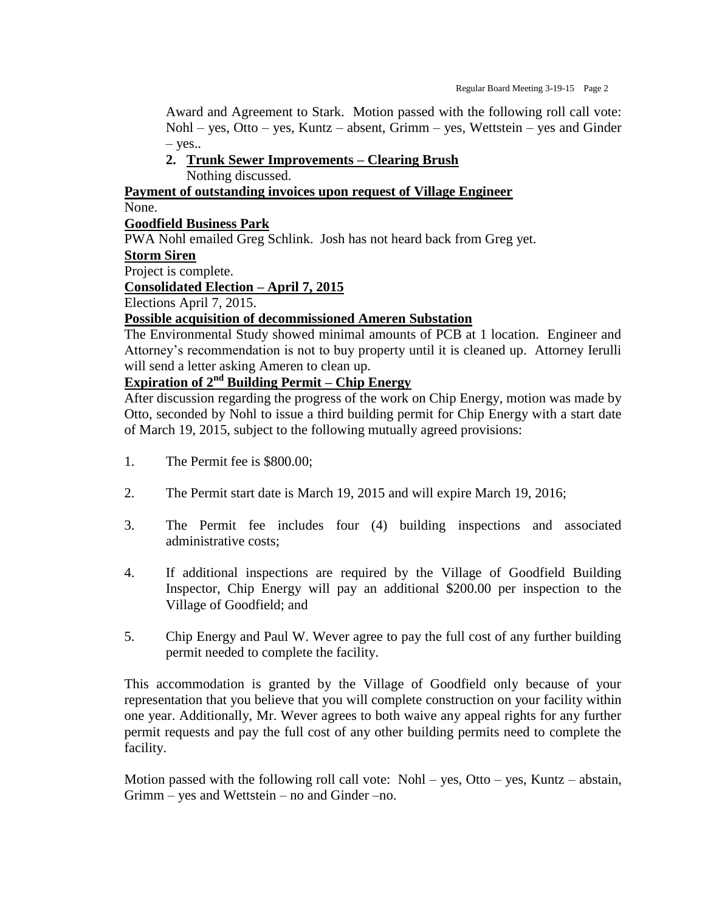Award and Agreement to Stark. Motion passed with the following roll call vote: Nohl – yes, Otto – yes, Kuntz – absent, Grimm – yes, Wettstein – yes and Ginder – yes..

2. **Trunk Sewer Improvements – Clearing Brush**
   Nothing discussed.

**Payment of outstanding invoices upon request of Village Engineer**

None.

**Goodfield Business Park**

PWA Nohl emailed Greg Schlink. Josh has not heard back from Greg yet.

**Storm Siren**

Project is complete.

**Consolidated Election – April 7, 2015**

Elections April 7, 2015.

**Possible acquisition of decommissioned Ameren Substation**

The Environmental Study showed minimal amounts of PCB at 1 location. Engineer and Attorney's recommendation is not to buy property until it is cleaned up. Attorney Ierulli will send a letter asking Ameren to clean up.

**Expiration of 2nd Building Permit – Chip Energy**

After discussion regarding the progress of the work on Chip Energy, motion was made by Otto, seconded by Nohl to issue a third building permit for Chip Energy with a start date of March 19, 2015, subject to the following mutually agreed provisions:

1. The Permit fee is $800.00;

2. The Permit start date is March 19, 2015 and will expire March 19, 2016;

3. The Permit fee includes four (4) building inspections and associated administrative costs;

4. If additional inspections are required by the Village of Goodfield Building Inspector, Chip Energy will pay an additional $200.00 per inspection to the Village of Goodfield; and

5. Chip Energy and Paul W. Wever agree to pay the full cost of any further building permit needed to complete the facility.

This accommodation is granted by the Village of Goodfield only because of your representation that you believe that you will complete construction on your facility within one year. Additionally, Mr. Wever agrees to both waive any appeal rights for any further permit requests and pay the full cost of any other building permits need to complete the facility.

Motion passed with the following roll call vote: Nohl – yes, Otto – yes, Kuntz – abstain, Grimm – yes and Wettstein – no and Ginder –no.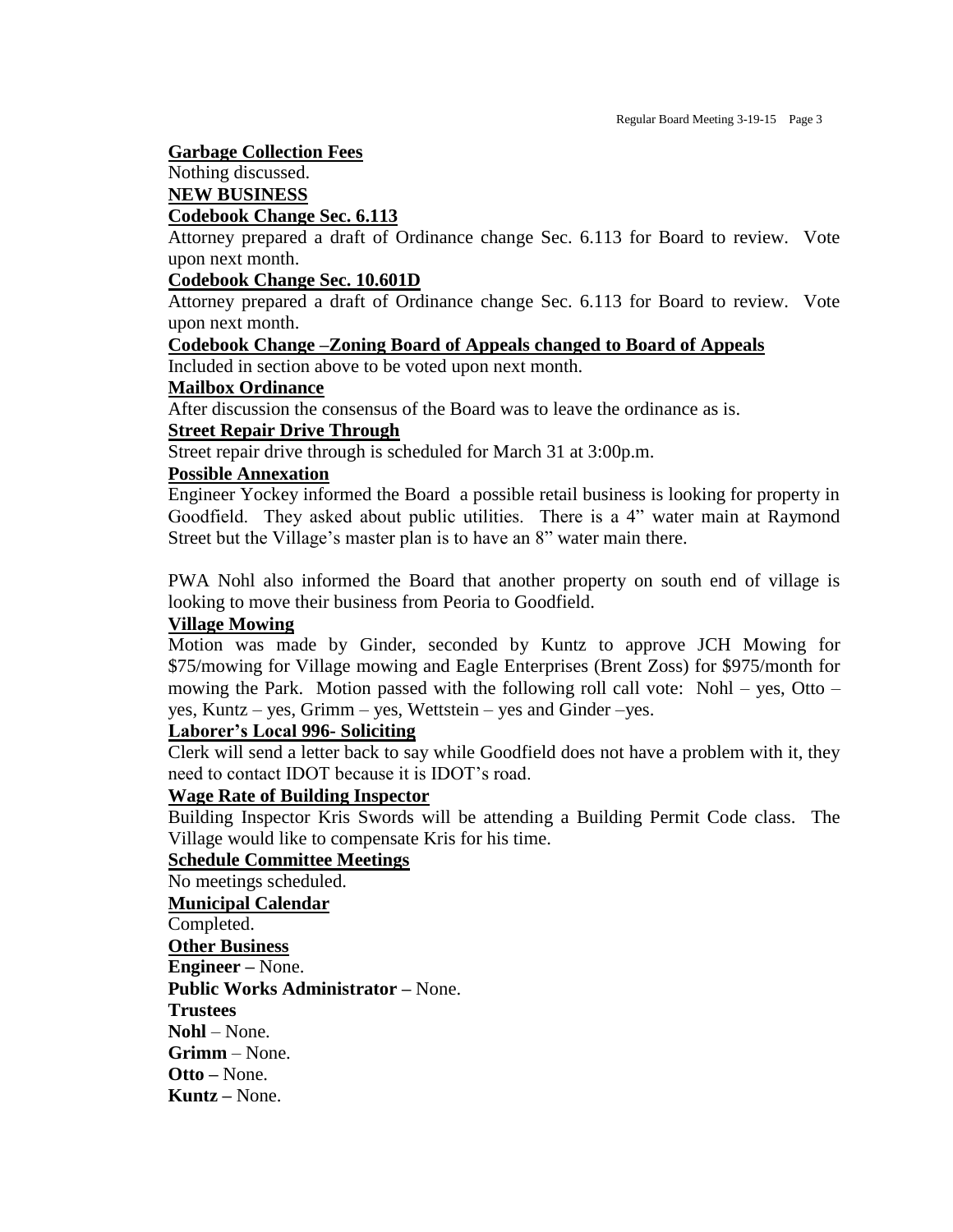**Garbage Collection Fees**

Nothing discussed.

**NEW BUSINESS**

**Codebook Change Sec. 6.113**

Attorney prepared a draft of Ordinance change Sec. 6.113 for Board to review. Vote upon next month.

**Codebook Change Sec. 10.601D**

Attorney prepared a draft of Ordinance change Sec. 6.113 for Board to review. Vote upon next month.

**Codebook Change –Zoning Board of Appeals changed to Board of Appeals**

Included in section above to be voted upon next month.

**Mailbox Ordinance**

After discussion the consensus of the Board was to leave the ordinance as is.

**Street Repair Drive Through**

Street repair drive through is scheduled for March 31 at 3:00p.m.

**Possible Annexation**

Engineer Yockey informed the Board a possible retail business is looking for property in Goodfield. They asked about public utilities. There is a 4" water main at Raymond Street but the Village's master plan is to have an 8" water main there.

PWA Nohl also informed the Board that another property on south end of village is looking to move their business from Peoria to Goodfield.

**Village Mowing**

Motion was made by Ginder, seconded by Kuntz to approve JCH Mowing for $75/mowing for Village mowing and Eagle Enterprises (Brent Zoss) for $975/month for mowing the Park. Motion passed with the following roll call vote: Nohl – yes, Otto – yes, Kuntz – yes, Grimm – yes, Wettstein – yes and Ginder –yes.

**Laborer's Local 996- Soliciting**

Clerk will send a letter back to say while Goodfield does not have a problem with it, they need to contact IDOT because it is IDOT's road.

**Wage Rate of Building Inspector**

Building Inspector Kris Swords will be attending a Building Permit Code class. The Village would like to compensate Kris for his time.

**Schedule Committee Meetings**

No meetings scheduled.

**Municipal Calendar**

Completed.

**Other Business**

**Engineer –** None.

**Public Works Administrator –** None.

**Trustees**

**Nohl** – None.

**Grimm** – None.

**Otto –** None.

**Kuntz –** None.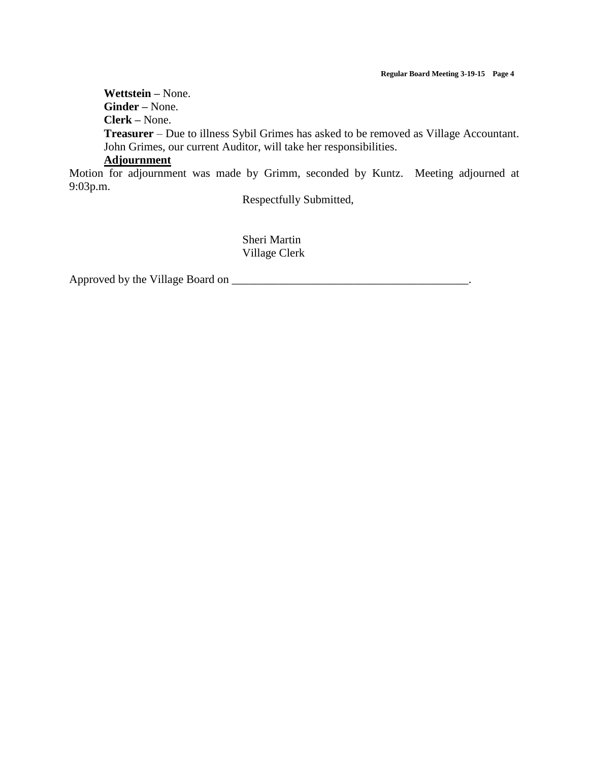**Wettstein –** None.

**Ginder –** None.

**Clerk –** None.

**Treasurer** – Due to illness Sybil Grimes has asked to be removed as Village Accountant. John Grimes, our current Auditor, will take her responsibilities.

**<u>Adjournment</u>**

Motion for adjournment was made by Grimm, seconded by Kuntz. Meeting adjourned at 9:03p.m.

Respectfully Submitted,

Sheri Martin
Village Clerk

Approved by the Village Board on _________________________________________.